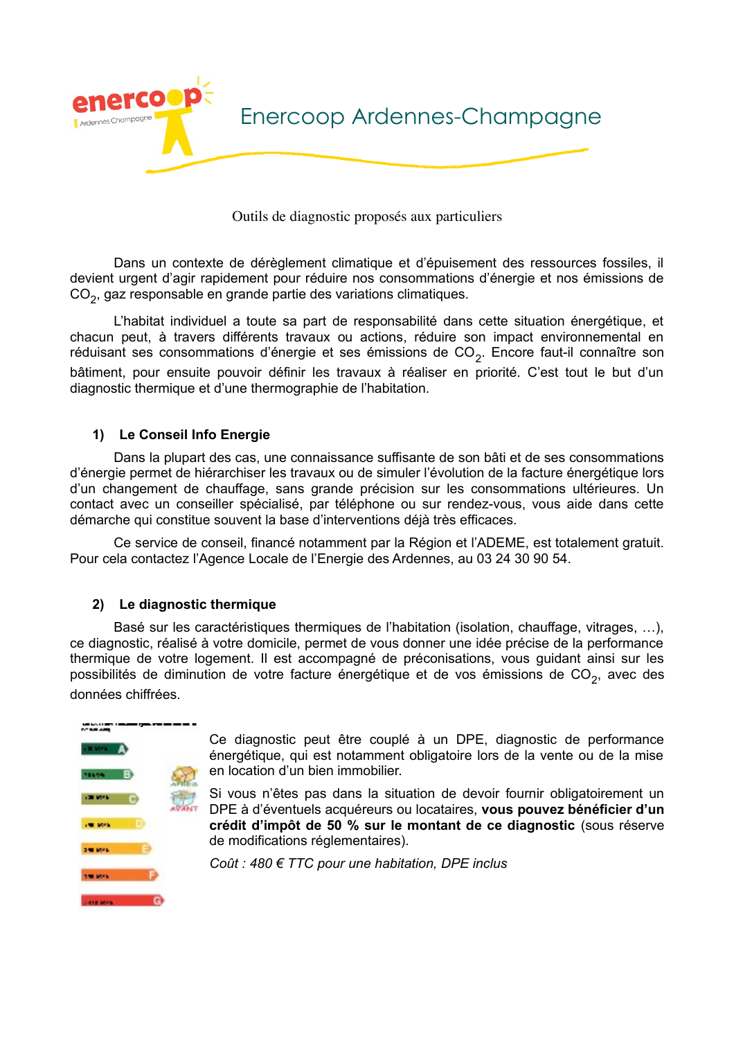# Enercoop Ardennes-Champagne

Outils de diagnostic proposés aux particuliers

Dans un contexte de dérèglement climatique et d'épuisement des ressources fossiles, il devient urgent d'agir rapidement pour réduire nos consommations d'énergie et nos émissions de $CO_2$, gaz responsable en grande partie des variations climatiques.

L'habitat individuel a toute sa part de responsabilité dans cette situation énergétique, et chacun peut, à travers différents travaux ou actions, réduire son impact environnemental en réduisant ses consommations d'énergie et ses émissions de $CO_2$. Encore faut-il connaître son bâtiment, pour ensuite pouvoir définir les travaux à réaliser en priorité. C'est tout le but d'un diagnostic thermique et d'une thermographie de l'habitation.

## 1) Le Conseil Info Energie

Dans la plupart des cas, une connaissance suffisante de son bâti et de ses consommations d'énergie permet de hiérarchiser les travaux ou de simuler l'évolution de la facture énergétique lors d'un changement de chauffage, sans grande précision sur les consommations ultérieures. Un contact avec un conseiller spécialisé, par téléphone ou sur rendez-vous, vous aide dans cette démarche qui constitue souvent la base d'interventions déjà très efficaces.

Ce service de conseil, financé notamment par la Région et l'ADEME, est totalement gratuit. Pour cela contactez l'Agence Locale de l'Energie des Ardennes, au 03 24 30 90 54.

## 2) Le diagnostic thermique

Basé sur les caractéristiques thermiques de l'habitation (isolation, chauffage, vitrages, …), ce diagnostic, réalisé à votre domicile, permet de vous donner une idée précise de la performance thermique de votre logement. Il est accompagné de préconisations, vous guidant ainsi sur les possibilités de diminution de votre facture énergétique et de vos émissions de $CO_2$, avec des données chiffrées.

Ce diagnostic peut être couplé à un DPE, diagnostic de performance énergétique, qui est notamment obligatoire lors de la vente ou de la mise en location d'un bien immobilier.

Si vous n'êtes pas dans la situation de devoir fournir obligatoirement un DPE à d'éventuels acquéreurs ou locataires, **vous pouvez bénéficier d'un crédit d'impôt de 50 % sur le montant de ce diagnostic** (sous réserve de modifications réglementaires).

*Coût : 480 € TTC pour une habitation, DPE inclus*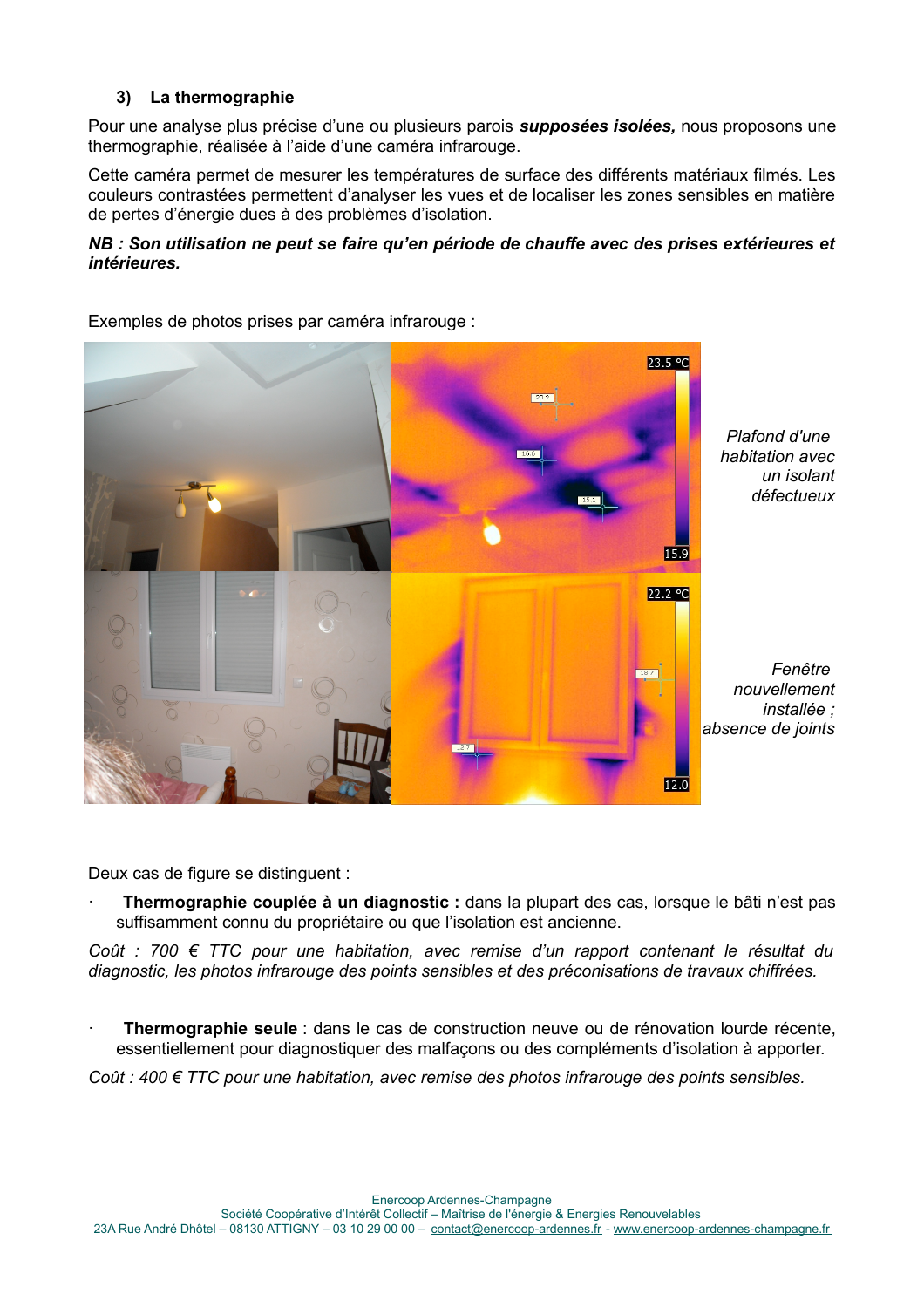### 3) La thermographie

Pour une analyse plus précise d'une ou plusieurs parois ***supposées isolées,*** nous proposons une thermographie, réalisée à l'aide d'une caméra infrarouge.

Cette caméra permet de mesurer les températures de surface des différents matériaux filmés. Les couleurs contrastées permettent d'analyser les vues et de localiser les zones sensibles en matière de pertes d'énergie dues à des problèmes d'isolation.

***NB : Son utilisation ne peut se faire qu'en période de chauffe avec des prises extérieures et intérieures.***

Exemples de photos prises par caméra infrarouge :

*Plafond d'une habitation avec un isolant défectueux*

*Fenêtre nouvellement installée ; absence de joints*

Deux cas de figure se distinguent :

- **Thermographie couplée à un diagnostic :** dans la plupart des cas, lorsque le bâti n'est pas suffisamment connu du propriétaire ou que l'isolation est ancienne.

*Coût : 700 € TTC pour une habitation, avec remise d'un rapport contenant le résultat du diagnostic, les photos infrarouge des points sensibles et des préconisations de travaux chiffrées.*

- **Thermographie seule** : dans le cas de construction neuve ou de rénovation lourde récente, essentiellement pour diagnostiquer des malfaçons ou des compléments d'isolation à apporter.

*Coût : 400 € TTC pour une habitation, avec remise des photos infrarouge des points sensibles.*

Enercoop Ardennes-Champagne
Société Coopérative d'Intérêt Collectif – Maîtrise de l'énergie & Energies Renouvelables
23A Rue André Dhôtel – 08130 ATTIGNY – 03 10 29 00 00 – contact@enercoop-ardennes.fr - www.enercoop-ardennes-champagne.fr